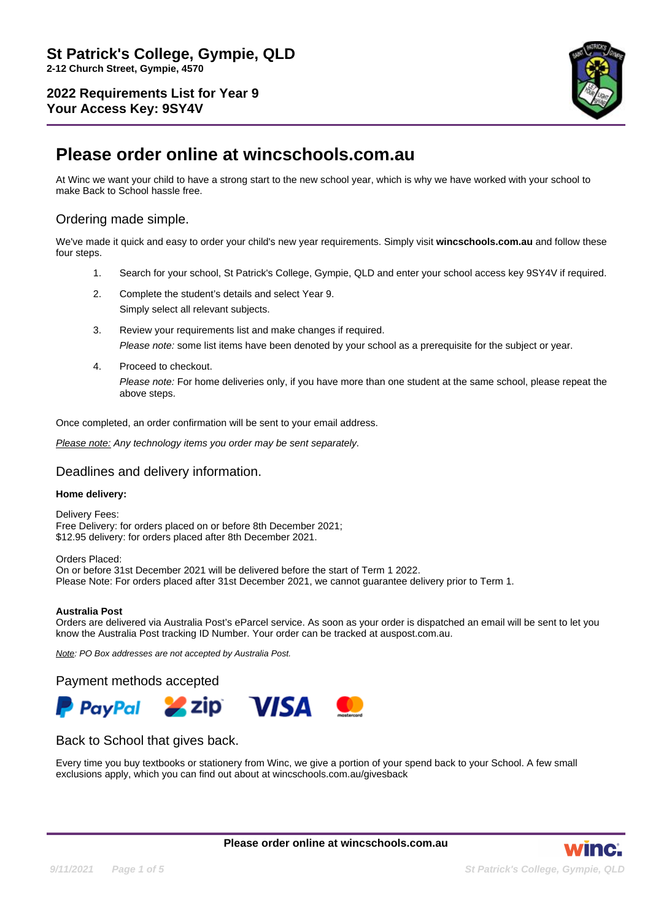# St Patrick's College, Gympie, QLD

**2-12 Church Street, Gympie, 4570**

**2022 Requirements List for Year 9**
**Your Access Key: 9SY4V**

# Please order online at wincschools.com.au

At Winc we want your child to have a strong start to the new school year, which is why we have worked with your school to make Back to School hassle free.

## Ordering made simple.

We've made it quick and easy to order your child's new year requirements. Simply visit **wincschools.com.au** and follow these four steps.

1. Search for your school, St Patrick's College, Gympie, QLD and enter your school access key 9SY4V if required.
2. Complete the student's details and select Year 9.
   Simply select all relevant subjects.
3. Review your requirements list and make changes if required.
   *Please note:* some list items have been denoted by your school as a prerequisite for the subject or year.
4. Proceed to checkout.
   *Please note:* For home deliveries only, if you have more than one student at the same school, please repeat the above steps.

Once completed, an order confirmation will be sent to your email address.

*Please note: Any technology items you order may be sent separately.*

## Deadlines and delivery information.

**Home delivery:**

Delivery Fees:
Free Delivery: for orders placed on or before 8th December 2021;
$12.95 delivery: for orders placed after 8th December 2021.

Orders Placed:
On or before 31st December 2021 will be delivered before the start of Term 1 2022.
Please Note: For orders placed after 31st December 2021, we cannot guarantee delivery prior to Term 1.

**Australia Post**
Orders are delivered via Australia Post's eParcel service. As soon as your order is dispatched an email will be sent to let you know the Australia Post tracking ID Number. Your order can be tracked at auspost.com.au.

*Note: PO Box addresses are not accepted by Australia Post.*

## Payment methods accepted

PayPal, zip, VISA, mastercard

## Back to School that gives back.

Every time you buy textbooks or stationery from Winc, we give a portion of your spend back to your School. A few small exclusions apply, which you can find out about at wincschools.com.au/givesback

**Please order online at wincschools.com.au**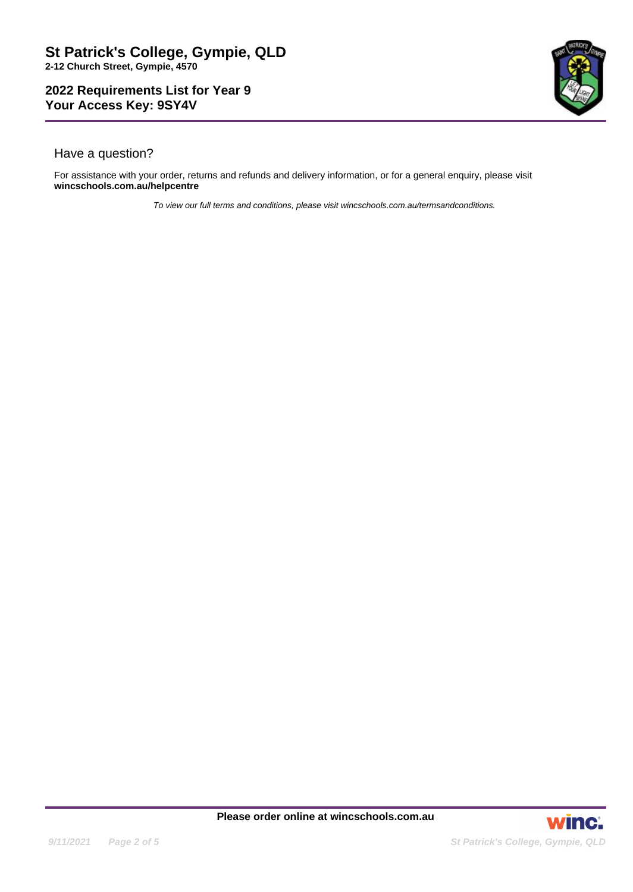# St Patrick's College, Gympie, QLD

**2-12 Church Street, Gympie, 4570**

## 2022 Requirements List for Year 9
## Your Access Key: 9SY4V

### Have a question?

For assistance with your order, returns and refunds and delivery information, or for a general enquiry, please visit **wincschools.com.au/helpcentre**

*To view our full terms and conditions, please visit wincschools.com.au/termsandconditions.*

**Please order online at wincschools.com.au**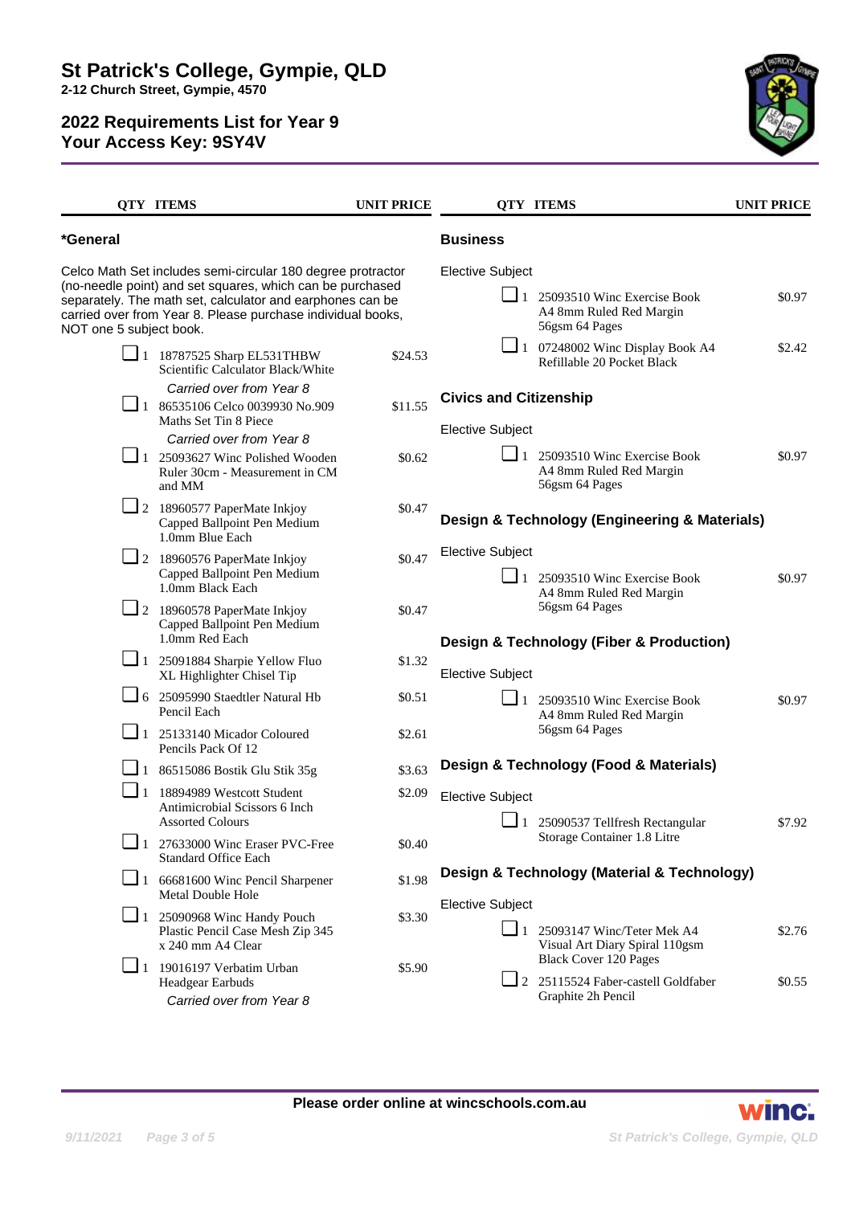# St Patrick's College, Gympie, QLD

**2-12 Church Street, Gympie, 4570**

## 2022 Requirements List for Year 9
## Your Access Key: 9SY4V

### *General

Celco Math Set includes semi-circular 180 degree protractor (no-needle point) and set squares, which can be purchased separately. The math set, calculator and earphones can be carried over from Year 8. Please purchase individual books, NOT one 5 subject book.

| QTY | ITEMS | UNIT PRICE |
|---|---|---|
| 1 | 18787525 Sharp EL531THBW Scientific Calculator Black/White *Carried over from Year 8* | $24.53 |
| 1 | 86535106 Celco 0039930 No.909 Maths Set Tin 8 Piece *Carried over from Year 8* | $11.55 |
| 1 | 25093627 Winc Polished Wooden Ruler 30cm - Measurement in CM and MM | $0.62 |
| 2 | 18960577 PaperMate Inkjoy Capped Ballpoint Pen Medium 1.0mm Blue Each | $0.47 |
| 2 | 18960576 PaperMate Inkjoy Capped Ballpoint Pen Medium 1.0mm Black Each | $0.47 |
| 2 | 18960578 PaperMate Inkjoy Capped Ballpoint Pen Medium 1.0mm Red Each | $0.47 |
| 1 | 25091884 Sharpie Yellow Fluo XL Highlighter Chisel Tip | $1.32 |
| 6 | 25095990 Staedtler Natural Hb Pencil Each | $0.51 |
| 1 | 25133140 Micador Coloured Pencils Pack Of 12 | $2.61 |
| 1 | 86515086 Bostik Glu Stik 35g | $3.63 |
| 1 | 18894989 Westcott Student Antimicrobial Scissors 6 Inch Assorted Colours | $2.09 |
| 1 | 27633000 Winc Eraser PVC-Free Standard Office Each | $0.40 |
| 1 | 66681600 Winc Pencil Sharpener Metal Double Hole | $1.98 |
| 1 | 25090968 Winc Handy Pouch Plastic Pencil Case Mesh Zip 345 x 240 mm A4 Clear | $3.30 |
| 1 | 19016197 Verbatim Urban Headgear Earbuds *Carried over from Year 8* | $5.90 |

### Business

Elective Subject

| QTY | ITEMS | UNIT PRICE |
|---|---|---|
| 1 | 25093510 Winc Exercise Book A4 8mm Ruled Red Margin 56gsm 64 Pages | $0.97 |
| 1 | 07248002 Winc Display Book A4 Refillable 20 Pocket Black | $2.42 |

### Civics and Citizenship

Elective Subject

| QTY | ITEMS | UNIT PRICE |
|---|---|---|
| 1 | 25093510 Winc Exercise Book A4 8mm Ruled Red Margin 56gsm 64 Pages | $0.97 |

### Design & Technology (Engineering & Materials)

Elective Subject

| QTY | ITEMS | UNIT PRICE |
|---|---|---|
| 1 | 25093510 Winc Exercise Book A4 8mm Ruled Red Margin 56gsm 64 Pages | $0.97 |

### Design & Technology (Fiber & Production)

Elective Subject

| QTY | ITEMS | UNIT PRICE |
|---|---|---|
| 1 | 25093510 Winc Exercise Book A4 8mm Ruled Red Margin 56gsm 64 Pages | $0.97 |

### Design & Technology (Food & Materials)

Elective Subject

| QTY | ITEMS | UNIT PRICE |
|---|---|---|
| 1 | 25090537 Tellfresh Rectangular Storage Container 1.8 Litre | $7.92 |

### Design & Technology (Material & Technology)

Elective Subject

| QTY | ITEMS | UNIT PRICE |
|---|---|---|
| 1 | 25093147 Winc/Teter Mek A4 Visual Art Diary Spiral 110gsm Black Cover 120 Pages | $2.76 |
| 2 | 25115524 Faber-castell Goldfaber Graphite 2h Pencil | $0.55 |

**Please order online at wincschools.com.au**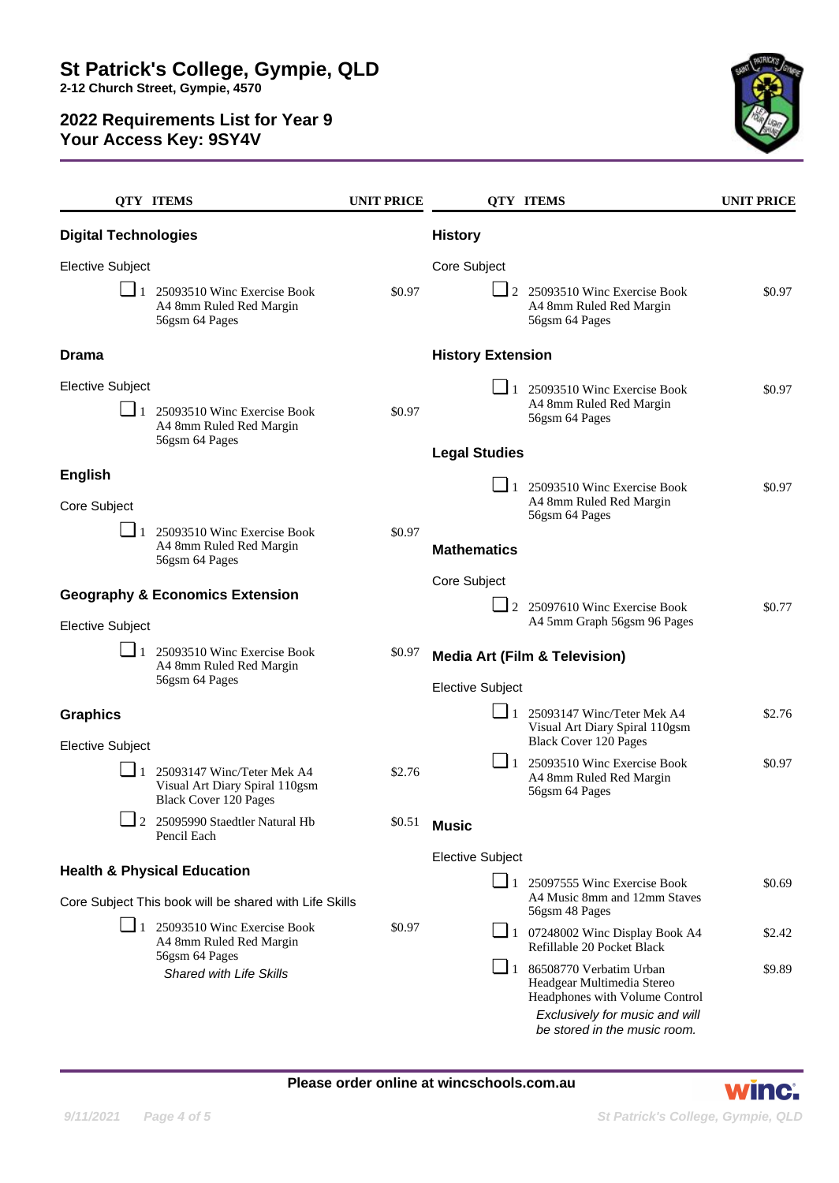# St Patrick's College, Gympie, QLD

**2-12 Church Street, Gympie, 4570**

## 2022 Requirements List for Year 9
## Your Access Key: 9SY4V

| QTY | ITEMS | UNIT PRICE |
|---|---|---|

### Digital Technologies

Elective Subject

| QTY | ITEMS | UNIT PRICE |
|---|---|---|
| 1 | 25093510 Winc Exercise Book A4 8mm Ruled Red Margin 56gsm 64 Pages | $0.97 |

### Drama

Elective Subject

| QTY | ITEMS | UNIT PRICE |
|---|---|---|
| 1 | 25093510 Winc Exercise Book A4 8mm Ruled Red Margin 56gsm 64 Pages | $0.97 |

### English

Core Subject

| QTY | ITEMS | UNIT PRICE |
|---|---|---|
| 1 | 25093510 Winc Exercise Book A4 8mm Ruled Red Margin 56gsm 64 Pages | $0.97 |

### Geography & Economics Extension

Elective Subject

| QTY | ITEMS | UNIT PRICE |
|---|---|---|
| 1 | 25093510 Winc Exercise Book A4 8mm Ruled Red Margin 56gsm 64 Pages | $0.97 |

### Graphics

Elective Subject

| QTY | ITEMS | UNIT PRICE |
|---|---|---|
| 1 | 25093147 Winc/Teter Mek A4 Visual Art Diary Spiral 110gsm Black Cover 120 Pages | $2.76 |
| 2 | 25095990 Staedtler Natural Hb Pencil Each | $0.51 |

### Health & Physical Education

Core Subject This book will be shared with Life Skills

| QTY | ITEMS | UNIT PRICE |
|---|---|---|
| 1 | 25093510 Winc Exercise Book A4 8mm Ruled Red Margin 56gsm 64 Pages *Shared with Life Skills* | $0.97 |

### History

Core Subject

| QTY | ITEMS | UNIT PRICE |
|---|---|---|
| 2 | 25093510 Winc Exercise Book A4 8mm Ruled Red Margin 56gsm 64 Pages | $0.97 |

### History Extension

| QTY | ITEMS | UNIT PRICE |
|---|---|---|
| 1 | 25093510 Winc Exercise Book A4 8mm Ruled Red Margin 56gsm 64 Pages | $0.97 |

### Legal Studies

| QTY | ITEMS | UNIT PRICE |
|---|---|---|
| 1 | 25093510 Winc Exercise Book A4 8mm Ruled Red Margin 56gsm 64 Pages | $0.97 |

### Mathematics

Core Subject

| QTY | ITEMS | UNIT PRICE |
|---|---|---|
| 2 | 25097610 Winc Exercise Book A4 5mm Graph 56gsm 96 Pages | $0.77 |

### Media Art (Film & Television)

Elective Subject

| QTY | ITEMS | UNIT PRICE |
|---|---|---|
| 1 | 25093147 Winc/Teter Mek A4 Visual Art Diary Spiral 110gsm Black Cover 120 Pages | $2.76 |
| 1 | 25093510 Winc Exercise Book A4 8mm Ruled Red Margin 56gsm 64 Pages | $0.97 |

### Music

Elective Subject

| QTY | ITEMS | UNIT PRICE |
|---|---|---|
| 1 | 25097555 Winc Exercise Book A4 Music 8mm and 12mm Staves 56gsm 48 Pages | $0.69 |
| 1 | 07248002 Winc Display Book A4 Refillable 20 Pocket Black | $2.42 |
| 1 | 86508770 Verbatim Urban Headgear Multimedia Stereo Headphones with Volume Control *Exclusively for music and will be stored in the music room.* | $9.89 |

**Please order online at wincschools.com.au**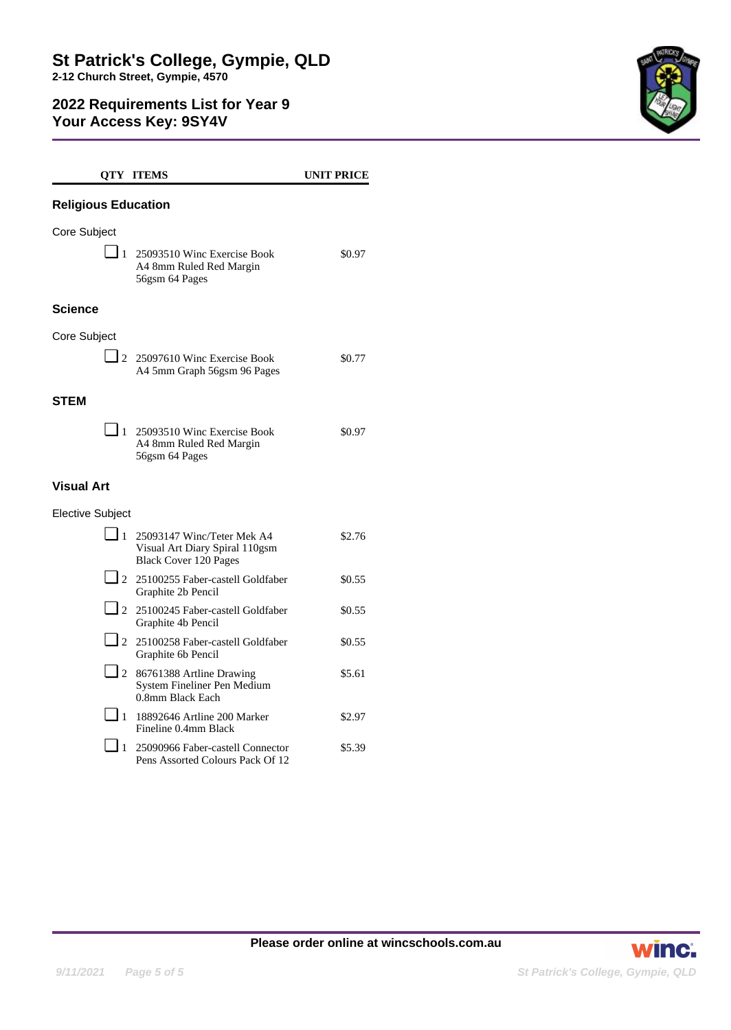# St Patrick's College, Gympie, QLD

**2-12 Church Street, Gympie, 4570**

## 2022 Requirements List for Year 9
## Your Access Key: 9SY4V

| QTY | ITEMS | UNIT PRICE |
|---|---|---|

### Religious Education

Core Subject

| QTY | ITEMS | UNIT PRICE |
|---|---|---|
| 1 | 25093510 Winc Exercise Book A4 8mm Ruled Red Margin 56gsm 64 Pages | $0.97 |

### Science

Core Subject

| QTY | ITEMS | UNIT PRICE |
|---|---|---|
| 2 | 25097610 Winc Exercise Book A4 5mm Graph 56gsm 96 Pages | $0.77 |

### STEM

| QTY | ITEMS | UNIT PRICE |
|---|---|---|
| 1 | 25093510 Winc Exercise Book A4 8mm Ruled Red Margin 56gsm 64 Pages | $0.97 |

### Visual Art

Elective Subject

| QTY | ITEMS | UNIT PRICE |
|---|---|---|
| 1 | 25093147 Winc/Teter Mek A4 Visual Art Diary Spiral 110gsm Black Cover 120 Pages | $2.76 |
| 2 | 25100255 Faber-castell Goldfaber Graphite 2b Pencil | $0.55 |
| 2 | 25100245 Faber-castell Goldfaber Graphite 4b Pencil | $0.55 |
| 2 | 25100258 Faber-castell Goldfaber Graphite 6b Pencil | $0.55 |
| 2 | 86761388 Artline Drawing System Fineliner Pen Medium 0.8mm Black Each | $5.61 |
| 1 | 18892646 Artline 200 Marker Fineline 0.4mm Black | $2.97 |
| 1 | 25090966 Faber-castell Connector Pens Assorted Colours Pack Of 12 | $5.39 |

**Please order online at wincschools.com.au**